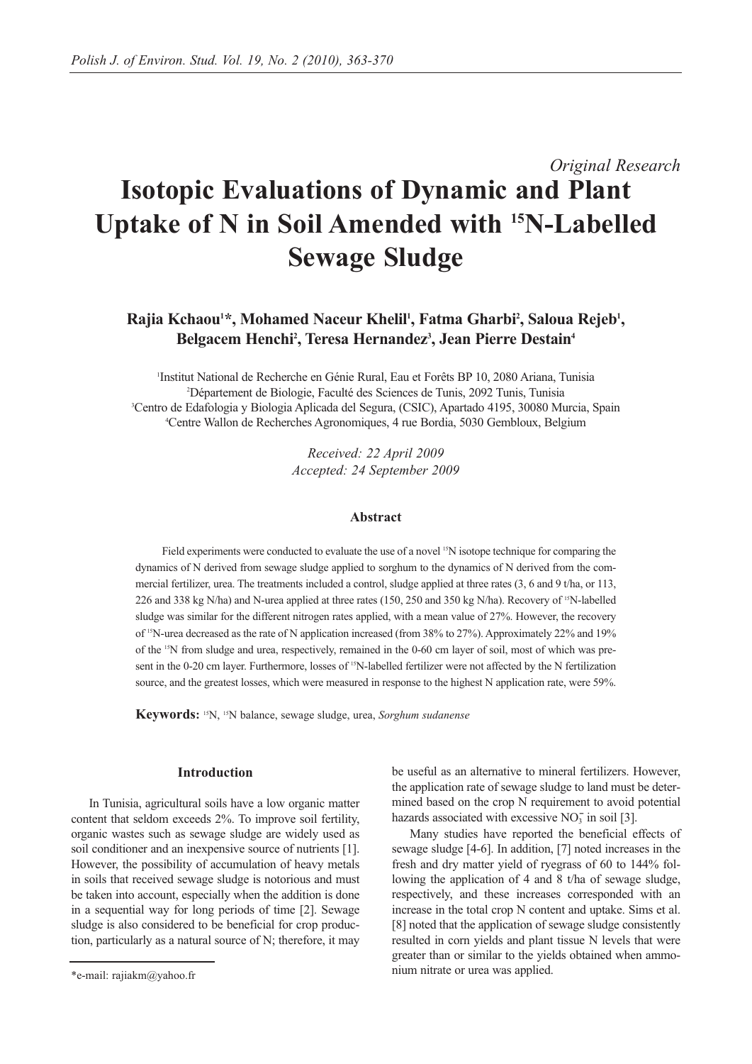*Original Research*

# Isotopic Evaluations of Dynamic and Plant Uptake of N in Soil Amended with $^{15}$N-Labelled Sewage Sludge

**Rajia Kchaou[1]*, Mohamed Naceur Khelil[1], Fatma Gharbi[2], Saloua Rejeb[1], Belgacem Henchi[2], Teresa Hernandez[3], Jean Pierre Destain[4]**

[1]Institut National de Recherche en Génie Rural, Eau et Forêts BP 10, 2080 Ariana, Tunisia
[2]Département de Biologie, Faculté des Sciences de Tunis, 2092 Tunis, Tunisia
[3]Centro de Edafologia y Biologia Aplicada del Segura, (CSIC), Apartado 4195, 30080 Murcia, Spain
[4]Centre Wallon de Recherches Agronomiques, 4 rue Bordia, 5030 Gembloux, Belgium

*Received: 22 April 2009*
*Accepted: 24 September 2009*

### Abstract

Field experiments were conducted to evaluate the use of a novel $^{15}$N isotope technique for comparing the dynamics of N derived from sewage sludge applied to sorghum to the dynamics of N derived from the commercial fertilizer, urea. The treatments included a control, sludge applied at three rates (3, 6 and 9 t/ha, or 113, 226 and 338 kg N/ha) and N-urea applied at three rates (150, 250 and 350 kg N/ha). Recovery of $^{15}$N-labelled sludge was similar for the different nitrogen rates applied, with a mean value of 27%. However, the recovery of $^{15}$N-urea decreased as the rate of N application increased (from 38% to 27%). Approximately 22% and 19% of the $^{15}$N from sludge and urea, respectively, remained in the 0-60 cm layer of soil, most of which was present in the 0-20 cm layer. Furthermore, losses of $^{15}$N-labelled fertilizer were not affected by the N fertilization source, and the greatest losses, which were measured in response to the highest N application rate, were 59%.

**Keywords:** $^{15}$N, $^{15}$N balance, sewage sludge, urea, *Sorghum sudanense*

### Introduction

In Tunisia, agricultural soils have a low organic matter content that seldom exceeds 2%. To improve soil fertility, organic wastes such as sewage sludge are widely used as soil conditioner and an inexpensive source of nutrients [1]. However, the possibility of accumulation of heavy metals in soils that received sewage sludge is notorious and must be taken into account, especially when the addition is done in a sequential way for long periods of time [2]. Sewage sludge is also considered to be beneficial for crop production, particularly as a natural source of N; therefore, it may be useful as an alternative to mineral fertilizers. However, the application rate of sewage sludge to land must be determined based on the crop N requirement to avoid potential hazards associated with excessive $NO_3^-$ in soil [3].

Many studies have reported the beneficial effects of sewage sludge [4-6]. In addition, [7] noted increases in the fresh and dry matter yield of ryegrass of 60 to 144% following the application of 4 and 8 t/ha of sewage sludge, respectively, and these increases corresponded with an increase in the total crop N content and uptake. Sims et al. [8] noted that the application of sewage sludge consistently resulted in corn yields and plant tissue N levels that were greater than or similar to the yields obtained when ammonium nitrate or urea was applied.

*e-mail: rajiakm@yahoo.fr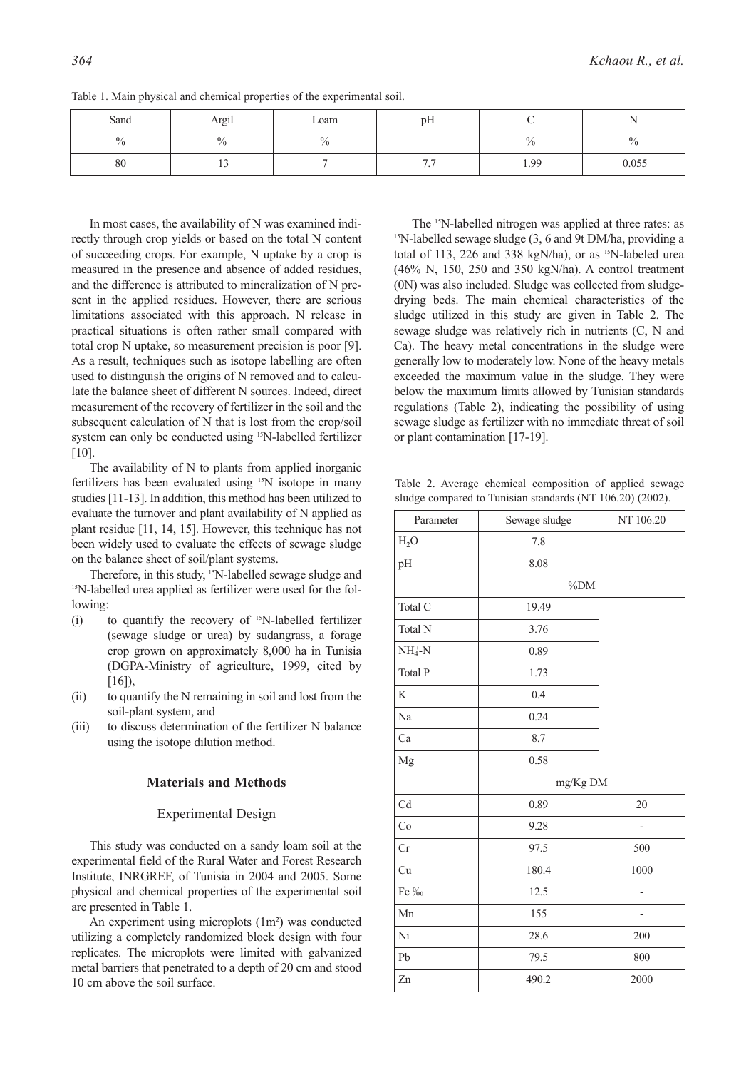Table 1. Main physical and chemical properties of the experimental soil.

| Sand | Argil | Loam | pH | C | N |
|---|---|---|---|---|---|
| % | % | % | | % | % |
| 80 | 13 | 7 | 7.7 | 1.99 | 0.055 |

In most cases, the availability of N was examined indirectly through crop yields or based on the total N content of succeeding crops. For example, N uptake by a crop is measured in the presence and absence of added residues, and the difference is attributed to mineralization of N present in the applied residues. However, there are serious limitations associated with this approach. N release in practical situations is often rather small compared with total crop N uptake, so measurement precision is poor [9]. As a result, techniques such as isotope labelling are often used to distinguish the origins of N removed and to calculate the balance sheet of different N sources. Indeed, direct measurement of the recovery of fertilizer in the soil and the subsequent calculation of N that is lost from the crop/soil system can only be conducted using $^{15}$N-labelled fertilizer [10].

The availability of N to plants from applied inorganic fertilizers has been evaluated using $^{15}$N isotope in many studies [11-13]. In addition, this method has been utilized to evaluate the turnover and plant availability of N applied as plant residue [11, 14, 15]. However, this technique has not been widely used to evaluate the effects of sewage sludge on the balance sheet of soil/plant systems.

Therefore, in this study, $^{15}$N-labelled sewage sludge and $^{15}$N-labelled urea applied as fertilizer were used for the following:

(i) to quantify the recovery of $^{15}$N-labelled fertilizer (sewage sludge or urea) by sudangrass, a forage crop grown on approximately 8,000 ha in Tunisia (DGPA-Ministry of agriculture, 1999, cited by [16]),

(ii) to quantify the N remaining in soil and lost from the soil-plant system, and

(iii) to discuss determination of the fertilizer N balance using the isotope dilution method.

## Materials and Methods

### Experimental Design

This study was conducted on a sandy loam soil at the experimental field of the Rural Water and Forest Research Institute, INRGREF, of Tunisia in 2004 and 2005. Some physical and chemical properties of the experimental soil are presented in Table 1.

An experiment using microplots (1m²) was conducted utilizing a completely randomized block design with four replicates. The microplots were limited with galvanized metal barriers that penetrated to a depth of 20 cm and stood 10 cm above the soil surface.

The $^{15}$N-labelled nitrogen was applied at three rates: as $^{15}$N-labelled sewage sludge (3, 6 and 9t DM/ha, providing a total of 113, 226 and 338 kgN/ha), or as $^{15}$N-labeled urea (46% N, 150, 250 and 350 kgN/ha). A control treatment (0N) was also included. Sludge was collected from sludge-drying beds. The main chemical characteristics of the sludge utilized in this study are given in Table 2. The sewage sludge was relatively rich in nutrients (C, N and Ca). The heavy metal concentrations in the sludge were generally low to moderately low. None of the heavy metals exceeded the maximum value in the sludge. They were below the maximum limits allowed by Tunisian standards regulations (Table 2), indicating the possibility of using sewage sludge as fertilizer with no immediate threat of soil or plant contamination [17-19].

Table 2. Average chemical composition of applied sewage sludge compared to Tunisian standards (NT 106.20) (2002).

| Parameter | Sewage sludge | NT 106.20 |
|---|---|---|
| $H_2O$ | 7.8 | |
| pH | 8.08 | |
| | %DM | |
| Total C | 19.49 | |
| Total N | 3.76 | |
| $NH_4^+$-N | 0.89 | |
| Total P | 1.73 | |
| K | 0.4 | |
| Na | 0.24 | |
| Ca | 8.7 | |
| Mg | 0.58 | |
| | mg/Kg DM | |
| Cd | 0.89 | 20 |
| Co | 9.28 | - |
| Cr | 97.5 | 500 |
| Cu | 180.4 | 1000 |
| Fe ‰ | 12.5 | - |
| Mn | 155 | - |
| Ni | 28.6 | 200 |
| Pb | 79.5 | 800 |
| Zn | 490.2 | 2000 |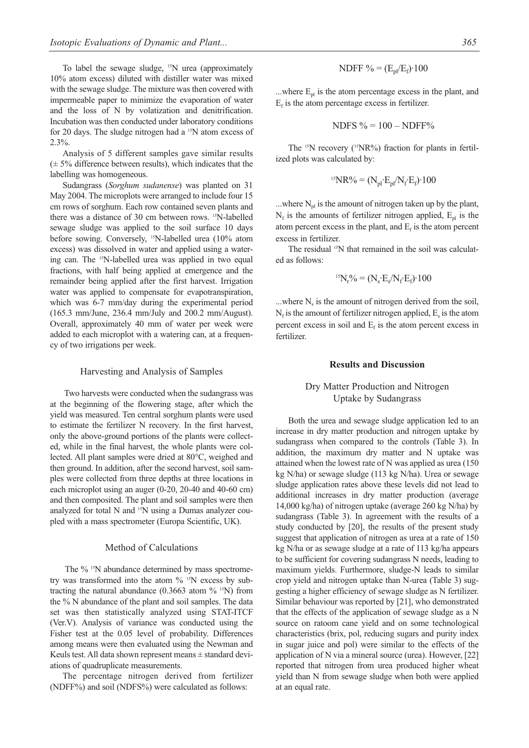To label the sewage sludge, $^{15}$N urea (approximately 10% atom excess) diluted with distiller water was mixed with the sewage sludge. The mixture was then covered with impermeable paper to minimize the evaporation of water and the loss of N by volatization and denitrification. Incubation was then conducted under laboratory conditions for 20 days. The sludge nitrogen had a $^{15}$N atom excess of 2.3%.

Analysis of 5 different samples gave similar results (± 5% difference between results), which indicates that the labelling was homogeneous.

Sudangrass (*Sorghum sudanense*) was planted on 31 May 2004. The microplots were arranged to include four 15 cm rows of sorghum. Each row contained seven plants and there was a distance of 30 cm between rows. $^{15}$N-labelled sewage sludge was applied to the soil surface 10 days before sowing. Conversely, $^{15}$N-labelled urea (10% atom excess) was dissolved in water and applied using a watering can. The $^{15}$N-labelled urea was applied in two equal fractions, with half being applied at emergence and the remainder being applied after the first harvest. Irrigation water was applied to compensate for evapotranspiration, which was 6-7 mm/day during the experimental period (165.3 mm/June, 236.4 mm/July and 200.2 mm/August). Overall, approximately 40 mm of water per week were added to each microplot with a watering can, at a frequency of two irrigations per week.

### Harvesting and Analysis of Samples

Two harvests were conducted when the sudangrass was at the beginning of the flowering stage, after which the yield was measured. Ten central sorghum plants were used to estimate the fertilizer N recovery. In the first harvest, only the above-ground portions of the plants were collected, while in the final harvest, the whole plants were collected. All plant samples were dried at 80°C, weighed and then ground. In addition, after the second harvest, soil samples were collected from three depths at three locations in each microplot using an auger (0-20, 20-40 and 40-60 cm) and then composited. The plant and soil samples were then analyzed for total N and $^{15}$N using a Dumas analyzer coupled with a mass spectrometer (Europa Scientific, UK).

### Method of Calculations

The % $^{15}$N abundance determined by mass spectrometry was transformed into the atom % $^{15}$N excess by subtracting the natural abundance (0.3663 atom % $^{15}$N) from the % N abundance of the plant and soil samples. The data set was then statistically analyzed using STAT-ITCF (Ver.V). Analysis of variance was conducted using the Fisher test at the 0.05 level of probability. Differences among means were then evaluated using the Newman and Keuls test. All data shown represent means ± standard deviations of quadruplicate measurements.

The percentage nitrogen derived from fertilizer (NDFF%) and soil (NDFS%) were calculated as follows:

$$\text{NDFF \%} = (E_{pl}/E_f)\cdot 100$$

...where $E_{pl}$ is the atom percentage excess in the plant, and $E_f$ is the atom percentage excess in fertilizer.

$$\text{NDFS \%} = 100 - \text{NDFF\%}$$

The $^{15}$N recovery ($^{15}$NR%) fraction for plants in fertilized plots was calculated by:

$$^{15}\text{NR\%} = (N_{pl}\cdot E_{pl}/N_f\cdot E_f)\cdot 100$$

...where $N_{pl}$ is the amount of nitrogen taken up by the plant, $N_f$ is the amounts of fertilizer nitrogen applied, $E_{pl}$ is the atom percent excess in the plant, and $E_f$ is the atom percent excess in fertilizer.

The residual $^{15}$N that remained in the soil was calculated as follows:

$$^{15}N_r\% = (N_s\cdot E_s/N_f\cdot E_f)\cdot 100$$

...where $N_s$ is the amount of nitrogen derived from the soil, $N_f$ is the amount of fertilizer nitrogen applied, $E_s$ is the atom percent excess in soil and $E_f$ is the atom percent excess in fertilizer.

## Results and Discussion

### Dry Matter Production and Nitrogen Uptake by Sudangrass

Both the urea and sewage sludge application led to an increase in dry matter production and nitrogen uptake by sudangrass when compared to the controls (Table 3). In addition, the maximum dry matter and N uptake was attained when the lowest rate of N was applied as urea (150 kg N/ha) or sewage sludge (113 kg N/ha). Urea or sewage sludge application rates above these levels did not lead to additional increases in dry matter production (average 14,000 kg/ha) of nitrogen uptake (average 260 kg N/ha) by sudangrass (Table 3). In agreement with the results of a study conducted by [20], the results of the present study suggest that application of nitrogen as urea at a rate of 150 kg N/ha or as sewage sludge at a rate of 113 kg/ha appears to be sufficient for covering sudangrass N needs, leading to maximum yields. Furthermore, sludge-N leads to similar crop yield and nitrogen uptake than N-urea (Table 3) suggesting a higher efficiency of sewage sludge as N fertilizer. Similar behaviour was reported by [21], who demonstrated that the effects of the application of sewage sludge as a N source on ratoom cane yield and on some technological characteristics (brix, pol, reducing sugars and purity index in sugar juice and pol) were similar to the effects of the application of N via a mineral source (urea). However, [22] reported that nitrogen from urea produced higher wheat yield than N from sewage sludge when both were applied at an equal rate.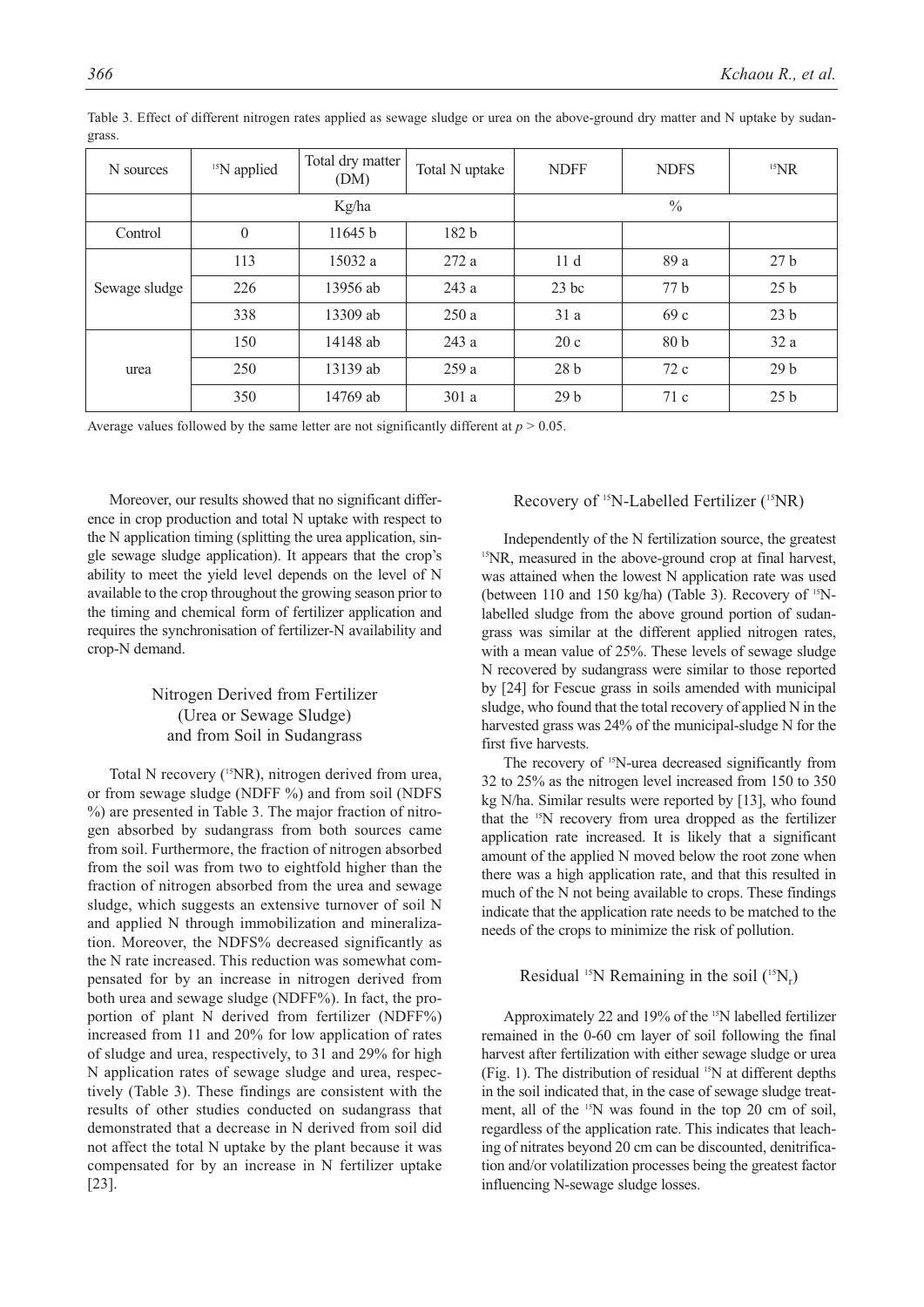Table 3. Effect of different nitrogen rates applied as sewage sludge or urea on the above-ground dry matter and N uptake by sudangrass.

| N sources | $^{15}$N applied | Total dry matter (DM) | Total N uptake | NDFF | NDFS | $^{15}$NR |
|---|---|---|---|---|---|---|
| | Kg/ha | | | % | | |
| Control | 0 | 11645 b | 182 b | | | |
| Sewage sludge | 113 | 15032 a | 272 a | 11 d | 89 a | 27 b |
| | 226 | 13956 ab | 243 a | 23 bc | 77 b | 25 b |
| | 338 | 13309 ab | 250 a | 31 a | 69 c | 23 b |
| urea | 150 | 14148 ab | 243 a | 20 c | 80 b | 32 a |
| | 250 | 13139 ab | 259 a | 28 b | 72 c | 29 b |
| | 350 | 14769 ab | 301 a | 29 b | 71 c | 25 b |

Average values followed by the same letter are not significantly different at $p > 0.05$.

Moreover, our results showed that no significant difference in crop production and total N uptake with respect to the N application timing (splitting the urea application, single sewage sludge application). It appears that the crop's ability to meet the yield level depends on the level of N available to the crop throughout the growing season prior to the timing and chemical form of fertilizer application and requires the synchronisation of fertilizer-N availability and crop-N demand.

## Nitrogen Derived from Fertilizer (Urea or Sewage Sludge) and from Soil in Sudangrass

Total N recovery ($^{15}$NR), nitrogen derived from urea, or from sewage sludge (NDFF %) and from soil (NDFS %) are presented in Table 3. The major fraction of nitrogen absorbed by sudangrass from both sources came from soil. Furthermore, the fraction of nitrogen absorbed from the soil was from two to eightfold higher than the fraction of nitrogen absorbed from the urea and sewage sludge, which suggests an extensive turnover of soil N and applied N through immobilization and mineralization. Moreover, the NDFS% decreased significantly as the N rate increased. This reduction was somewhat compensated for by an increase in nitrogen derived from both urea and sewage sludge (NDFF%). In fact, the proportion of plant N derived from fertilizer (NDFF%) increased from 11 and 20% for low application of rates of sludge and urea, respectively, to 31 and 29% for high N application rates of sewage sludge and urea, respectively (Table 3). These findings are consistent with the results of other studies conducted on sudangrass that demonstrated that a decrease in N derived from soil did not affect the total N uptake by the plant because it was compensated for by an increase in N fertilizer uptake [23].

## Recovery of $^{15}$N-Labelled Fertilizer ($^{15}$NR)

Independently of the N fertilization source, the greatest $^{15}$NR, measured in the above-ground crop at final harvest, was attained when the lowest N application rate was used (between 110 and 150 kg/ha) (Table 3). Recovery of $^{15}$N-labelled sludge from the above ground portion of sudangrass was similar at the different applied nitrogen rates, with a mean value of 25%. These levels of sewage sludge N recovered by sudangrass were similar to those reported by [24] for Fescue grass in soils amended with municipal sludge, who found that the total recovery of applied N in the harvested grass was 24% of the municipal-sludge N for the first five harvests.

The recovery of $^{15}$N-urea decreased significantly from 32 to 25% as the nitrogen level increased from 150 to 350 kg N/ha. Similar results were reported by [13], who found that the $^{15}$N recovery from urea dropped as the fertilizer application rate increased. It is likely that a significant amount of the applied N moved below the root zone when there was a high application rate, and that this resulted in much of the N not being available to crops. These findings indicate that the application rate needs to be matched to the needs of the crops to minimize the risk of pollution.

## Residual $^{15}$N Remaining in the soil ($^{15}N_r$)

Approximately 22 and 19% of the $^{15}$N labelled fertilizer remained in the 0-60 cm layer of soil following the final harvest after fertilization with either sewage sludge or urea (Fig. 1). The distribution of residual $^{15}$N at different depths in the soil indicated that, in the case of sewage sludge treatment, all of the $^{15}$N was found in the top 20 cm of soil, regardless of the application rate. This indicates that leaching of nitrates beyond 20 cm can be discounted, denitrification and/or volatilization processes being the greatest factor influencing N-sewage sludge losses.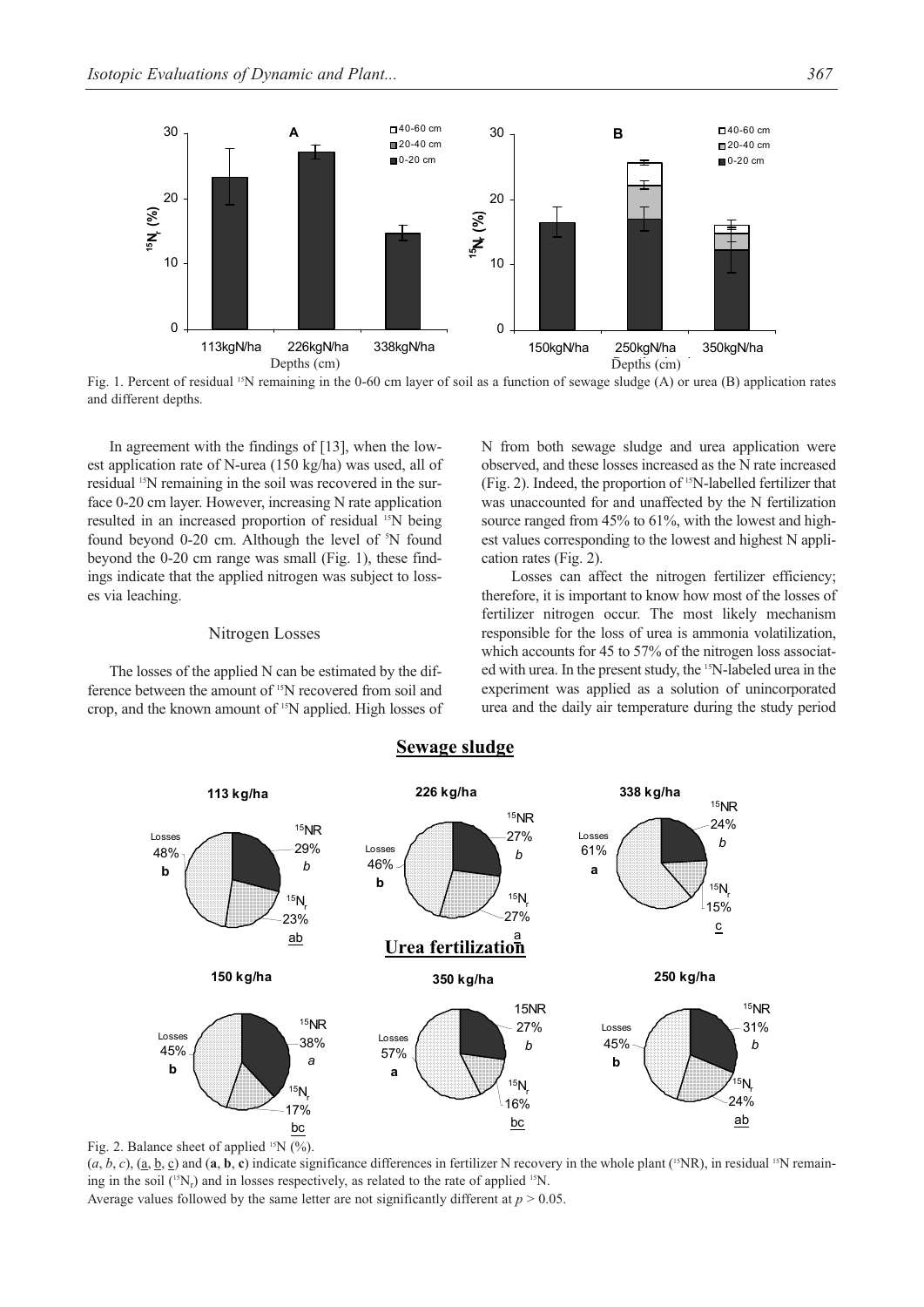Fig. 1. Percent of residual $^{15}N$ remaining in the 0-60 cm layer of soil as a function of sewage sludge (A) or urea (B) application rates and different depths.

In agreement with the findings of [13], when the lowest application rate of N-urea (150 kg/ha) was used, all of residual $^{15}N$ remaining in the soil was recovered in the surface 0-20 cm layer. However, increasing N rate application resulted in an increased proportion of residual $^{15}N$ being found beyond 0-20 cm. Although the level of $^{5}N$ found beyond the 0-20 cm range was small (Fig. 1), these findings indicate that the applied nitrogen was subject to losses via leaching.

## Nitrogen Losses

The losses of the applied N can be estimated by the difference between the amount of $^{15}N$ recovered from soil and crop, and the known amount of $^{15}N$ applied. High losses of N from both sewage sludge and urea application were observed, and these losses increased as the N rate increased (Fig. 2). Indeed, the proportion of $^{15}N$-labelled fertilizer that was unaccounted for and unaffected by the N fertilization source ranged from 45% to 61%, with the lowest and highest values corresponding to the lowest and highest N application rates (Fig. 2).

Losses can affect the nitrogen fertilizer efficiency; therefore, it is important to know how most of the losses of fertilizer nitrogen occur. The most likely mechanism responsible for the loss of urea is ammonia volatilization, which accounts for 45 to 57% of the nitrogen loss associated with urea. In the present study, the $^{15}N$-labeled urea in the experiment was applied as a solution of unincorporated urea and the daily air temperature during the study period

Fig. 2. Balance sheet of applied $^{15}N$ (%).

(*a*, *b*, *c*), (a, b, c) and (**a**, **b**, **c**) indicate significance differences in fertilizer N recovery in the whole plant ($^{15}NR$), in residual $^{15}N$ remaining in the soil ($^{15}N_r$) and in losses respectively, as related to the rate of applied $^{15}N$.

Average values followed by the same letter are not significantly different at $p > 0.05$.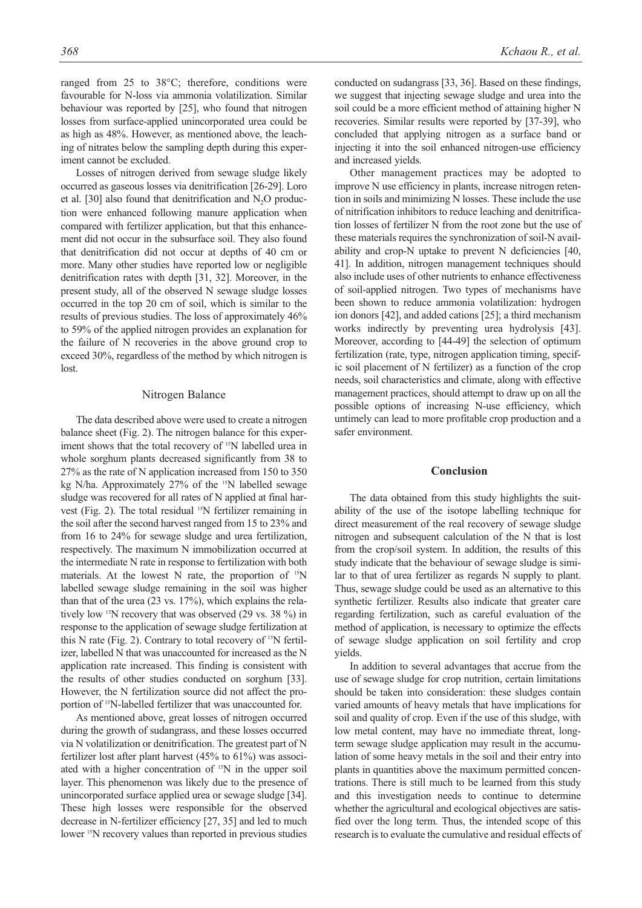ranged from 25 to 38°C; therefore, conditions were favourable for N-loss via ammonia volatilization. Similar behaviour was reported by [25], who found that nitrogen losses from surface-applied unincorporated urea could be as high as 48%. However, as mentioned above, the leaching of nitrates below the sampling depth during this experiment cannot be excluded.

Losses of nitrogen derived from sewage sludge likely occurred as gaseous losses via denitrification [26-29]. Loro et al. [30] also found that denitrification and $N_2O$ production were enhanced following manure application when compared with fertilizer application, but that this enhancement did not occur in the subsurface soil. They also found that denitrification did not occur at depths of 40 cm or more. Many other studies have reported low or negligible denitrification rates with depth [31, 32]. Moreover, in the present study, all of the observed N sewage sludge losses occurred in the top 20 cm of soil, which is similar to the results of previous studies. The loss of approximately 46% to 59% of the applied nitrogen provides an explanation for the failure of N recoveries in the above ground crop to exceed 30%, regardless of the method by which nitrogen is lost.

## Nitrogen Balance

The data described above were used to create a nitrogen balance sheet (Fig. 2). The nitrogen balance for this experiment shows that the total recovery of $^{15}N$ labelled urea in whole sorghum plants decreased significantly from 38 to 27% as the rate of N application increased from 150 to 350 kg N/ha. Approximately 27% of the $^{15}N$ labelled sewage sludge was recovered for all rates of N applied at final harvest (Fig. 2). The total residual $^{15}N$ fertilizer remaining in the soil after the second harvest ranged from 15 to 23% and from 16 to 24% for sewage sludge and urea fertilization, respectively. The maximum N immobilization occurred at the intermediate N rate in response to fertilization with both materials. At the lowest N rate, the proportion of $^{15}N$ labelled sewage sludge remaining in the soil was higher than that of the urea (23 vs. 17%), which explains the relatively low $^{15}N$ recovery that was observed (29 vs. 38 %) in response to the application of sewage sludge fertilization at this N rate (Fig. 2). Contrary to total recovery of $^{15}N$ fertilizer, labelled N that was unaccounted for increased as the N application rate increased. This finding is consistent with the results of other studies conducted on sorghum [33]. However, the N fertilization source did not affect the proportion of $^{15}N$-labelled fertilizer that was unaccounted for.

As mentioned above, great losses of nitrogen occurred during the growth of sudangrass, and these losses occurred via N volatilization or denitrification. The greatest part of N fertilizer lost after plant harvest (45% to 61%) was associated with a higher concentration of $^{15}N$ in the upper soil layer. This phenomenon was likely due to the presence of unincorporated surface applied urea or sewage sludge [34]. These high losses were responsible for the observed decrease in N-fertilizer efficiency [27, 35] and led to much lower $^{15}N$ recovery values than reported in previous studies conducted on sudangrass [33, 36]. Based on these findings, we suggest that injecting sewage sludge and urea into the soil could be a more efficient method of attaining higher N recoveries. Similar results were reported by [37-39], who concluded that applying nitrogen as a surface band or injecting it into the soil enhanced nitrogen-use efficiency and increased yields.

Other management practices may be adopted to improve N use efficiency in plants, increase nitrogen retention in soils and minimizing N losses. These include the use of nitrification inhibitors to reduce leaching and denitrification losses of fertilizer N from the root zone but the use of these materials requires the synchronization of soil-N availability and crop-N uptake to prevent N deficiencies [40, 41]. In addition, nitrogen management techniques should also include uses of other nutrients to enhance effectiveness of soil-applied nitrogen. Two types of mechanisms have been shown to reduce ammonia volatilization: hydrogen ion donors [42], and added cations [25]; a third mechanism works indirectly by preventing urea hydrolysis [43]. Moreover, according to [44-49] the selection of optimum fertilization (rate, type, nitrogen application timing, specific soil placement of N fertilizer) as a function of the crop needs, soil characteristics and climate, along with effective management practices, should attempt to draw up on all the possible options of increasing N-use efficiency, which untimely can lead to more profitable crop production and a safer environment.

## Conclusion

The data obtained from this study highlights the suitability of the use of the isotope labelling technique for direct measurement of the real recovery of sewage sludge nitrogen and subsequent calculation of the N that is lost from the crop/soil system. In addition, the results of this study indicate that the behaviour of sewage sludge is similar to that of urea fertilizer as regards N supply to plant. Thus, sewage sludge could be used as an alternative to this synthetic fertilizer. Results also indicate that greater care regarding fertilization, such as careful evaluation of the method of application, is necessary to optimize the effects of sewage sludge application on soil fertility and crop yields.

In addition to several advantages that accrue from the use of sewage sludge for crop nutrition, certain limitations should be taken into consideration: these sludges contain varied amounts of heavy metals that have implications for soil and quality of crop. Even if the use of this sludge, with low metal content, may have no immediate threat, long-term sewage sludge application may result in the accumulation of some heavy metals in the soil and their entry into plants in quantities above the maximum permitted concentrations. There is still much to be learned from this study and this investigation needs to continue to determine whether the agricultural and ecological objectives are satisfied over the long term. Thus, the intended scope of this research is to evaluate the cumulative and residual effects of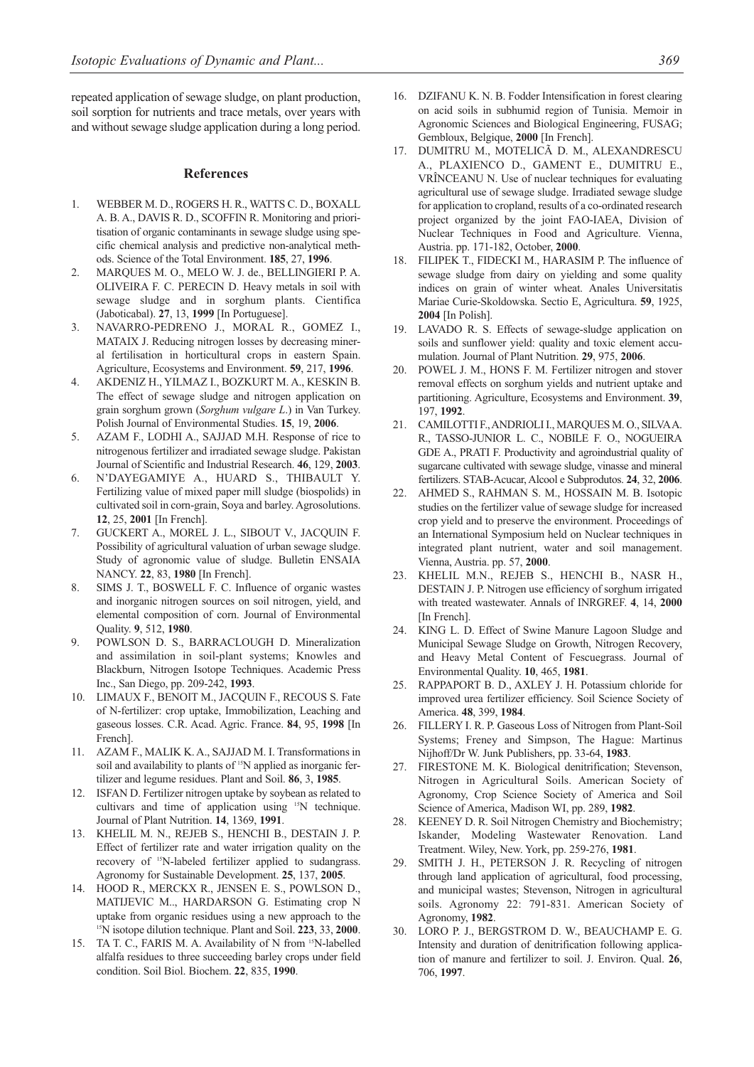repeated application of sewage sludge, on plant production, soil sorption for nutrients and trace metals, over years with and without sewage sludge application during a long period.

## References

1. WEBBER M. D., ROGERS H. R., WATTS C. D., BOXALL A. B. A., DAVIS R. D., SCOFFIN R. Monitoring and prioritisation of organic contaminants in sewage sludge using specific chemical analysis and predictive non-analytical methods. Science of the Total Environment. **185**, 27, **1996**.
2. MARQUES M. O., MELO W. J. de., BELLINGIERI P. A. OLIVEIRA F. C. PERECIN D. Heavy metals in soil with sewage sludge and in sorghum plants. Cientifica (Jaboticabal). **27**, 13, **1999** [In Portuguese].
3. NAVARRO-PEDRENO J., MORAL R., GOMEZ I., MATAIX J. Reducing nitrogen losses by decreasing mineral fertilisation in horticultural crops in eastern Spain. Agriculture, Ecosystems and Environment. **59**, 217, **1996**.
4. AKDENIZ H., YILMAZ I., BOZKURT M. A., KESKIN B. The effect of sewage sludge and nitrogen application on grain sorghum grown (*Sorghum vulgare L.*) in Van Turkey. Polish Journal of Environmental Studies. **15**, 19, **2006**.
5. AZAM F., LODHI A., SAJJAD M.H. Response of rice to nitrogenous fertilizer and irradiated sewage sludge. Pakistan Journal of Scientific and Industrial Research. **46**, 129, **2003**.
6. N'DAYEGAMIYE A., HUARD S., THIBAULT Y. Fertilizing value of mixed paper mill sludge (biospolids) in cultivated soil in corn-grain, Soya and barley. Agrosolutions. **12**, 25, **2001** [In French].
7. GUCKERT A., MOREL J. L., SIBOUT V., JACQUIN F. Possibility of agricultural valuation of urban sewage sludge. Study of agronomic value of sludge. Bulletin ENSAIA NANCY. **22**, 83, **1980** [In French].
8. SIMS J. T., BOSWELL F. C. Influence of organic wastes and inorganic nitrogen sources on soil nitrogen, yield, and elemental composition of corn. Journal of Environmental Quality. **9**, 512, **1980**.
9. POWLSON D. S., BARRACLOUGH D. Mineralization and assimilation in soil-plant systems; Knowles and Blackburn, Nitrogen Isotope Techniques. Academic Press Inc., San Diego, pp. 209-242, **1993**.
10. LIMAUX F., BENOIT M., JACQUIN F., RECOUS S. Fate of N-fertilizer: crop uptake, Immobilization, Leaching and gaseous losses. C.R. Acad. Agric. France. **84**, 95, **1998** [In French].
11. AZAM F., MALIK K. A., SAJJAD M. I. Transformations in soil and availability to plants of $^{15}N$ applied as inorganic fertilizer and legume residues. Plant and Soil. **86**, 3, **1985**.
12. ISFAN D. Fertilizer nitrogen uptake by soybean as related to cultivars and time of application using $^{15}N$ technique. Journal of Plant Nutrition. **14**, 1369, **1991**.
13. KHELIL M. N., REJEB S., HENCHI B., DESTAIN J. P. Effect of fertilizer rate and water irrigation quality on the recovery of $^{15}N$-labeled fertilizer applied to sudangrass. Agronomy for Sustainable Development. **25**, 137, **2005**.
14. HOOD R., MERCKX R., JENSEN E. S., POWLSON D., MATIJEVIC M.., HARDARSON G. Estimating crop N uptake from organic residues using a new approach to the $^{15}N$ isotope dilution technique. Plant and Soil. **223**, 33, **2000**.
15. TA T. C., FARIS M. A. Availability of N from $^{15}N$-labelled alfalfa residues to three succeeding barley crops under field condition. Soil Biol. Biochem. **22**, 835, **1990**.
16. DZIFANU K. N. B. Fodder Intensification in forest clearing on acid soils in subhumid region of Tunisia. Memoir in Agronomic Sciences and Biological Engineering, FUSAG; Gembloux, Belgique, **2000** [In French].
17. DUMITRU M., MOTELICĂ D. M., ALEXANDRESCU A., PLAXIENCO D., GAMENT E., DUMITRU E., VRÎNCEANU N. Use of nuclear techniques for evaluating agricultural use of sewage sludge. Irradiated sewage sludge for application to cropland, results of a co-ordinated research project organized by the joint FAO-IAEA, Division of Nuclear Techniques in Food and Agriculture. Vienna, Austria. pp. 171-182, October, **2000**.
18. FILIPEK T., FIDECKI M., HARASIM P. The influence of sewage sludge from dairy on yielding and some quality indices on grain of winter wheat. Anales Universitatis Mariae Curie-Skoldowska. Sectio E, Agricultura. **59**, 1925, **2004** [In Polish].
19. LAVADO R. S. Effects of sewage-sludge application on soils and sunflower yield: quality and toxic element accumulation. Journal of Plant Nutrition. **29**, 975, **2006**.
20. POWEL J. M., HONS F. M. Fertilizer nitrogen and stover removal effects on sorghum yields and nutrient uptake and partitioning. Agriculture, Ecosystems and Environment. **39**, 197, **1992**.
21. CAMILOTTI F., ANDRIOLI I., MARQUES M. O., SILVA A. R., TASSO-JUNIOR L. C., NOBILE F. O., NOGUEIRA GDE A., PRATI F. Productivity and agroindustrial quality of sugarcane cultivated with sewage sludge, vinasse and mineral fertilizers. STAB-Acucar, Alcool e Subprodutos. **24**, 32, **2006**.
22. AHMED S., RAHMAN S. M., HOSSAIN M. B. Isotopic studies on the fertilizer value of sewage sludge for increased crop yield and to preserve the environment. Proceedings of an International Symposium held on Nuclear techniques in integrated plant nutrient, water and soil management. Vienna, Austria. pp. 57, **2000**.
23. KHELIL M.N., REJEB S., HENCHI B., NASR H., DESTAIN J. P. Nitrogen use efficiency of sorghum irrigated with treated wastewater. Annals of INRGREF. **4**, 14, **2000** [In French].
24. KING L. D. Effect of Swine Manure Lagoon Sludge and Municipal Sewage Sludge on Growth, Nitrogen Recovery, and Heavy Metal Content of Fescuegrass. Journal of Environmental Quality. **10**, 465, **1981**.
25. RAPPAPORT B. D., AXLEY J. H. Potassium chloride for improved urea fertilizer efficiency. Soil Science Society of America. **48**, 399, **1984**.
26. FILLERY I. R. P. Gaseous Loss of Nitrogen from Plant-Soil Systems; Freney and Simpson, The Hague: Martinus Nijhoff/Dr W. Junk Publishers, pp. 33-64, **1983**.
27. FIRESTONE M. K. Biological denitrification; Stevenson, Nitrogen in Agricultural Soils. American Society of Agronomy, Crop Science Society of America and Soil Science of America, Madison WI, pp. 289, **1982**.
28. KEENEY D. R. Soil Nitrogen Chemistry and Biochemistry; Iskander, Modeling Wastewater Renovation. Land Treatment. Wiley, New. York, pp. 259-276, **1981**.
29. SMITH J. H., PETERSON J. R. Recycling of nitrogen through land application of agricultural, food processing, and municipal wastes; Stevenson, Nitrogen in agricultural soils. Agronomy 22: 791-831. American Society of Agronomy, **1982**.
30. LORO P. J., BERGSTROM D. W., BEAUCHAMP E. G. Intensity and duration of denitrification following application of manure and fertilizer to soil. J. Environ. Qual. **26**, 706, **1997**.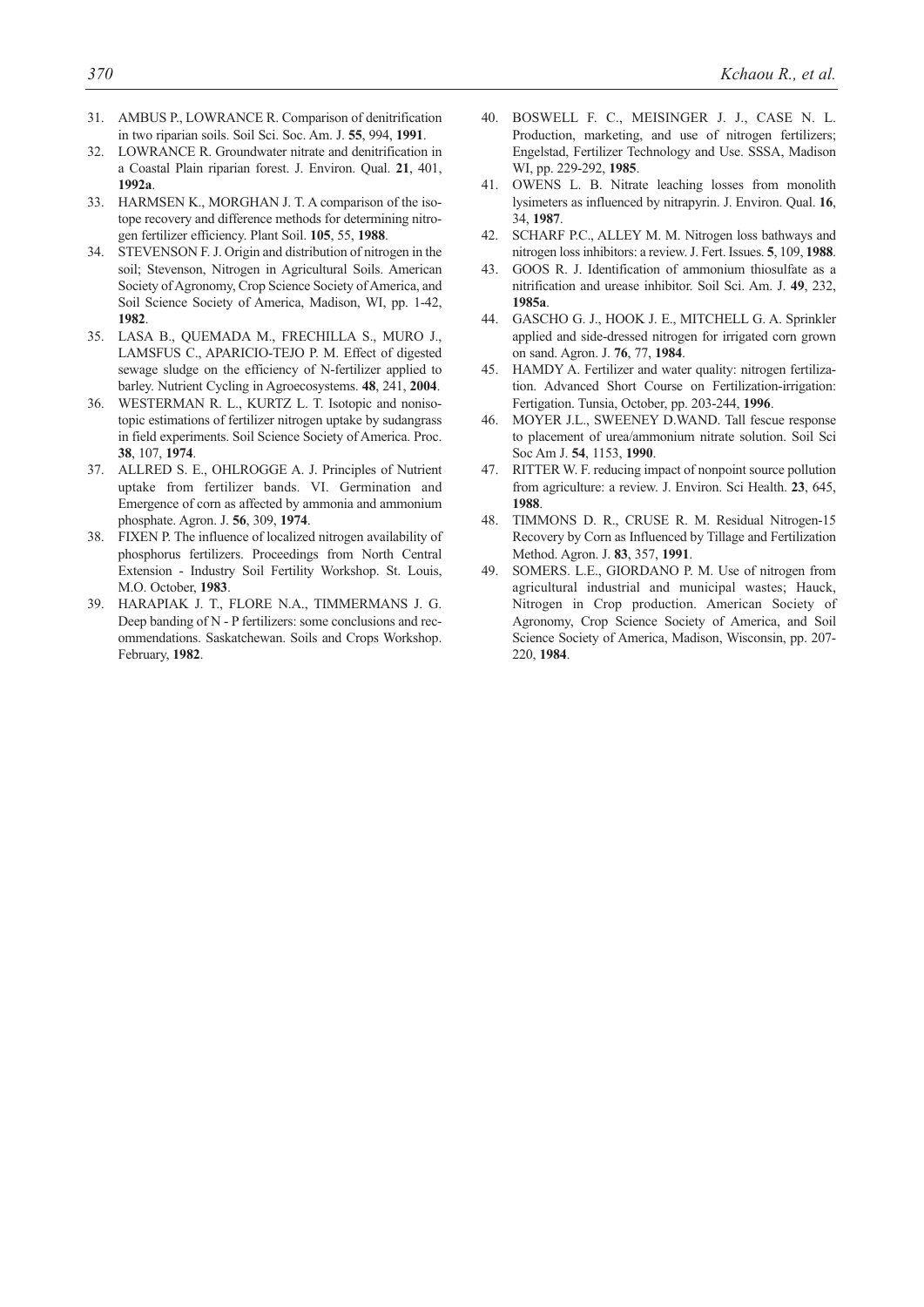31. AMBUS P., LOWRANCE R. Comparison of denitrification in two riparian soils. Soil Sci. Soc. Am. J. **55**, 994, **1991**.
32. LOWRANCE R. Groundwater nitrate and denitrification in a Coastal Plain riparian forest. J. Environ. Qual. **21**, 401, **1992a**.
33. HARMSEN K., MORGHAN J. T. A comparison of the isotope recovery and difference methods for determining nitrogen fertilizer efficiency. Plant Soil. **105**, 55, **1988**.
34. STEVENSON F. J. Origin and distribution of nitrogen in the soil; Stevenson, Nitrogen in Agricultural Soils. American Society of Agronomy, Crop Science Society of America, and Soil Science Society of America, Madison, WI, pp. 1-42, **1982**.
35. LASA B., QUEMADA M., FRECHILLA S., MURO J., LAMSFUS C., APARICIO-TEJO P. M. Effect of digested sewage sludge on the efficiency of N-fertilizer applied to barley. Nutrient Cycling in Agroecosystems. **48**, 241, **2004**.
36. WESTERMAN R. L., KURTZ L. T. Isotopic and nonisotopic estimations of fertilizer nitrogen uptake by sudangrass in field experiments. Soil Science Society of America. Proc. **38**, 107, **1974**.
37. ALLRED S. E., OHLROGGE A. J. Principles of Nutrient uptake from fertilizer bands. VI. Germination and Emergence of corn as affected by ammonia and ammonium phosphate. Agron. J. **56**, 309, **1974**.
38. FIXEN P. The influence of localized nitrogen availability of phosphorus fertilizers. Proceedings from North Central Extension - Industry Soil Fertility Workshop. St. Louis, M.O. October, **1983**.
39. HARAPIAK J. T., FLORE N.A., TIMMERMANS J. G. Deep banding of N - P fertilizers: some conclusions and recommendations. Saskatchewan. Soils and Crops Workshop. February, **1982**.
40. BOSWELL F. C., MEISINGER J. J., CASE N. L. Production, marketing, and use of nitrogen fertilizers; Engelstad, Fertilizer Technology and Use. SSSA, Madison WI, pp. 229-292, **1985**.
41. OWENS L. B. Nitrate leaching losses from monolith lysimeters as influenced by nitrapyrin. J. Environ. Qual. **16**, 34, **1987**.
42. SCHARF P.C., ALLEY M. M. Nitrogen loss bathways and nitrogen loss inhibitors: a review. J. Fert. Issues. **5**, 109, **1988**.
43. GOOS R. J. Identification of ammonium thiosulfate as a nitrification and urease inhibitor. Soil Sci. Am. J. **49**, 232, **1985a**.
44. GASCHO G. J., HOOK J. E., MITCHELL G. A. Sprinkler applied and side-dressed nitrogen for irrigated corn grown on sand. Agron. J. **76**, 77, **1984**.
45. HAMDY A. Fertilizer and water quality: nitrogen fertilization. Advanced Short Course on Fertilization-irrigation: Fertigation. Tunsia, October, pp. 203-244, **1996**.
46. MOYER J.L., SWEENEY D.WAND. Tall fescue response to placement of urea/ammonium nitrate solution. Soil Sci Soc Am J. **54**, 1153, **1990**.
47. RITTER W. F. reducing impact of nonpoint source pollution from agriculture: a review. J. Environ. Sci Health. **23**, 645, **1988**.
48. TIMMONS D. R., CRUSE R. M. Residual Nitrogen-15 Recovery by Corn as Influenced by Tillage and Fertilization Method. Agron. J. **83**, 357, **1991**.
49. SOMERS. L.E., GIORDANO P. M. Use of nitrogen from agricultural industrial and municipal wastes; Hauck, Nitrogen in Crop production. American Society of Agronomy, Crop Science Society of America, and Soil Science Society of America, Madison, Wisconsin, pp. 207-220, **1984**.